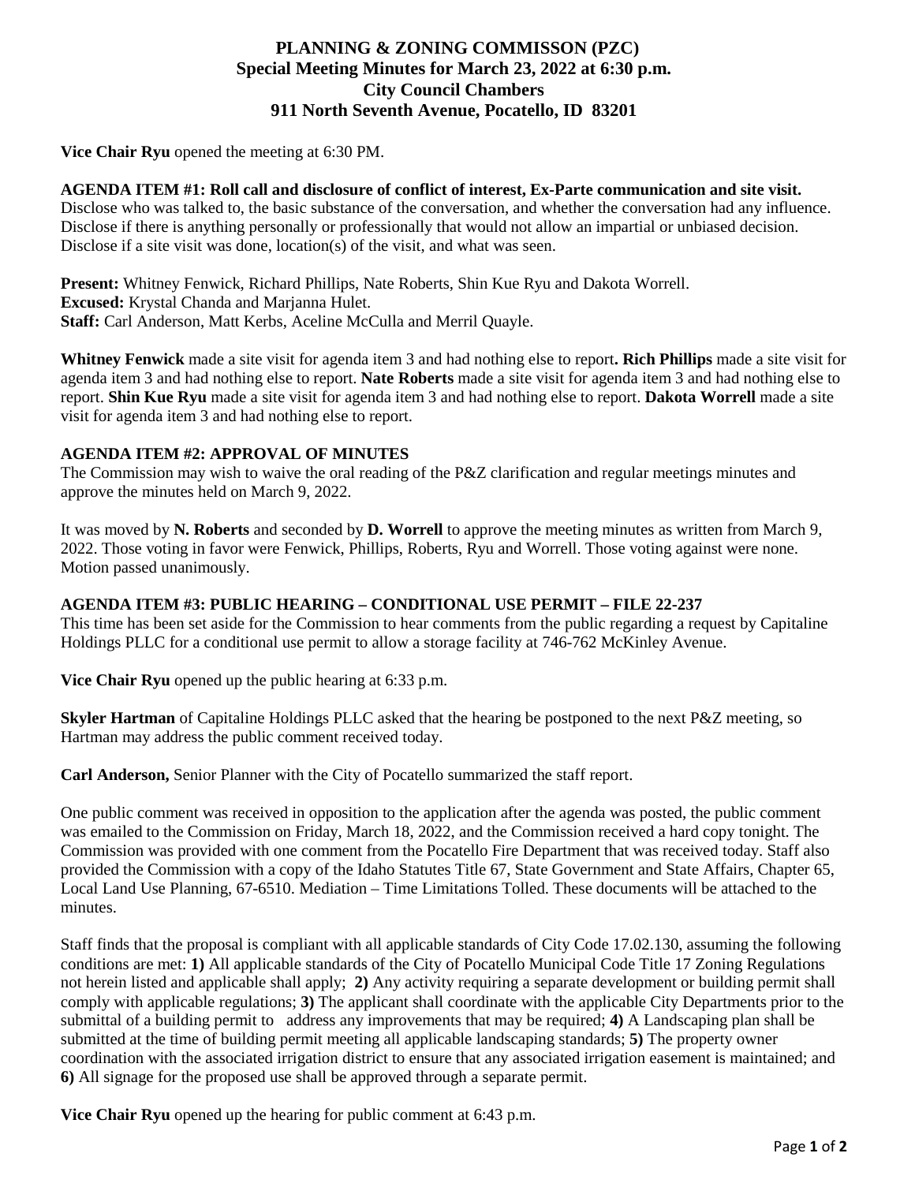# PLANNING & ZONING COMMISSON (PZC)
## Special Meeting Minutes for March 23, 2022 at 6:30 p.m.
## City Council Chambers
## 911 North Seventh Avenue, Pocatello, ID 83201

**Vice Chair Ryu** opened the meeting at 6:30 PM.

**AGENDA ITEM #1: Roll call and disclosure of conflict of interest, Ex-Parte communication and site visit.**
Disclose who was talked to, the basic substance of the conversation, and whether the conversation had any influence. Disclose if there is anything personally or professionally that would not allow an impartial or unbiased decision. Disclose if a site visit was done, location(s) of the visit, and what was seen.

**Present:** Whitney Fenwick, Richard Phillips, Nate Roberts, Shin Kue Ryu and Dakota Worrell.
**Excused:** Krystal Chanda and Marjanna Hulet.
**Staff:** Carl Anderson, Matt Kerbs, Aceline McCulla and Merril Quayle.

**Whitney Fenwick** made a site visit for agenda item 3 and had nothing else to report**. Rich Phillips** made a site visit for agenda item 3 and had nothing else to report. **Nate Roberts** made a site visit for agenda item 3 and had nothing else to report. **Shin Kue Ryu** made a site visit for agenda item 3 and had nothing else to report. **Dakota Worrell** made a site visit for agenda item 3 and had nothing else to report.

**AGENDA ITEM #2: APPROVAL OF MINUTES**
The Commission may wish to waive the oral reading of the P&Z clarification and regular meetings minutes and approve the minutes held on March 9, 2022.

It was moved by **N. Roberts** and seconded by **D. Worrell** to approve the meeting minutes as written from March 9, 2022. Those voting in favor were Fenwick, Phillips, Roberts, Ryu and Worrell. Those voting against were none. Motion passed unanimously.

**AGENDA ITEM #3: PUBLIC HEARING – CONDITIONAL USE PERMIT – FILE 22-237**
This time has been set aside for the Commission to hear comments from the public regarding a request by Capitaline Holdings PLLC for a conditional use permit to allow a storage facility at 746-762 McKinley Avenue.

**Vice Chair Ryu** opened up the public hearing at 6:33 p.m.

**Skyler Hartman** of Capitaline Holdings PLLC asked that the hearing be postponed to the next P&Z meeting, so Hartman may address the public comment received today.

**Carl Anderson,** Senior Planner with the City of Pocatello summarized the staff report.

One public comment was received in opposition to the application after the agenda was posted, the public comment was emailed to the Commission on Friday, March 18, 2022, and the Commission received a hard copy tonight. The Commission was provided with one comment from the Pocatello Fire Department that was received today. Staff also provided the Commission with a copy of the Idaho Statutes Title 67, State Government and State Affairs, Chapter 65, Local Land Use Planning, 67-6510. Mediation – Time Limitations Tolled. These documents will be attached to the minutes.

Staff finds that the proposal is compliant with all applicable standards of City Code 17.02.130, assuming the following conditions are met: **1)** All applicable standards of the City of Pocatello Municipal Code Title 17 Zoning Regulations not herein listed and applicable shall apply; **2)** Any activity requiring a separate development or building permit shall comply with applicable regulations; **3)** The applicant shall coordinate with the applicable City Departments prior to the submittal of a building permit to address any improvements that may be required; **4)** A Landscaping plan shall be submitted at the time of building permit meeting all applicable landscaping standards; **5)** The property owner coordination with the associated irrigation district to ensure that any associated irrigation easement is maintained; and **6)** All signage for the proposed use shall be approved through a separate permit.

**Vice Chair Ryu** opened up the hearing for public comment at 6:43 p.m.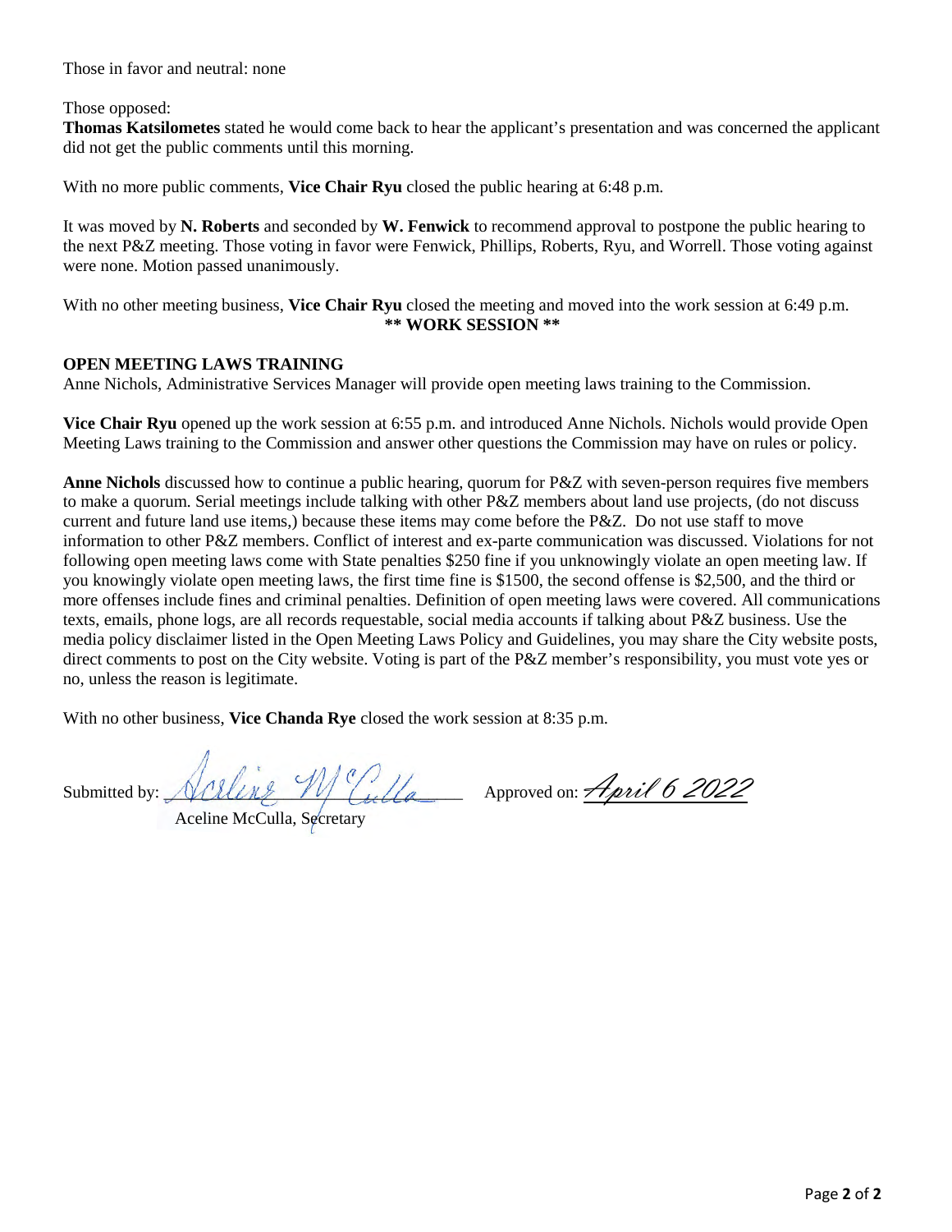Those in favor and neutral: none

Those opposed:
**Thomas Katsilometes** stated he would come back to hear the applicant's presentation and was concerned the applicant did not get the public comments until this morning.

With no more public comments, **Vice Chair Ryu** closed the public hearing at 6:48 p.m.

It was moved by **N. Roberts** and seconded by **W. Fenwick** to recommend approval to postpone the public hearing to the next P&Z meeting. Those voting in favor were Fenwick, Phillips, Roberts, Ryu, and Worrell. Those voting against were none. Motion passed unanimously.

With no other meeting business, **Vice Chair Ryu** closed the meeting and moved into the work session at 6:49 p.m.

**\*\* WORK SESSION \*\***

**OPEN MEETING LAWS TRAINING**
Anne Nichols, Administrative Services Manager will provide open meeting laws training to the Commission.

**Vice Chair Ryu** opened up the work session at 6:55 p.m. and introduced Anne Nichols. Nichols would provide Open Meeting Laws training to the Commission and answer other questions the Commission may have on rules or policy.

**Anne Nichols** discussed how to continue a public hearing, quorum for P&Z with seven-person requires five members to make a quorum. Serial meetings include talking with other P&Z members about land use projects, (do not discuss current and future land use items,) because these items may come before the P&Z. Do not use staff to move information to other P&Z members. Conflict of interest and ex-parte communication was discussed. Violations for not following open meeting laws come with State penalties $250 fine if you unknowingly violate an open meeting law. If you knowingly violate open meeting laws, the first time fine is $1500, the second offense is $2,500, and the third or more offenses include fines and criminal penalties. Definition of open meeting laws were covered. All communications texts, emails, phone logs, are all records requestable, social media accounts if talking about P&Z business. Use the media policy disclaimer listed in the Open Meeting Laws Policy and Guidelines, you may share the City website posts, direct comments to post on the City website. Voting is part of the P&Z member's responsibility, you must vote yes or no, unless the reason is legitimate.

With no other business, **Vice Chanda Rye** closed the work session at 8:35 p.m.

Submitted by: Aceline McCulla
Aceline McCulla, Secretary

Approved on: April 6 2022